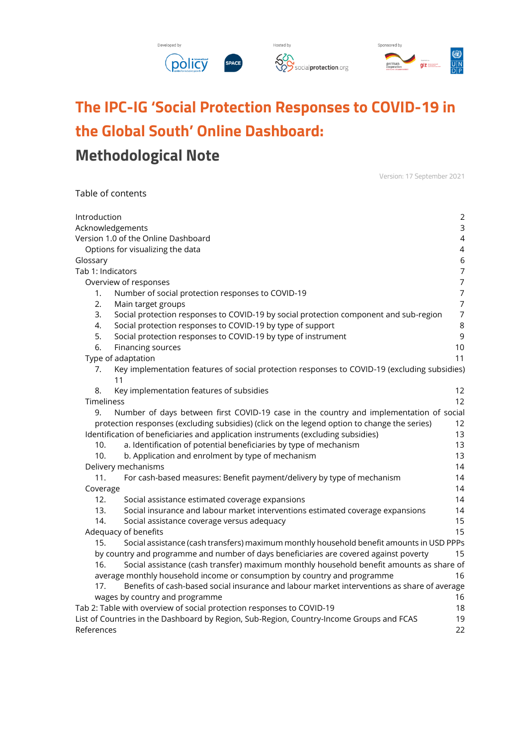Developed by | Hosted by | Sponsored by

# The IPC-IG 'Social Protection Responses to COVID-19 in the Global South' Online Dashboard:

# Methodological Note

Version: 17 September 2021

Table of contents

- Introduction — 2
- Acknowledgements — 3
- Version 1.0 of the Online Dashboard — 4
  - Options for visualizing the data — 4
- Glossary — 6
- Tab 1: Indicators — 7
  - Overview of responses — 7
    1. Number of social protection responses to COVID-19 — 7
    2. Main target groups — 7
    3. Social protection responses to COVID-19 by social protection component and sub-region — 7
    4. Social protection responses to COVID-19 by type of support — 8
    5. Social protection responses to COVID-19 by type of instrument — 9
    6. Financing sources — 10
  - Type of adaptation — 11
    7. Key implementation features of social protection responses to COVID-19 (excluding subsidies) — 11
    8. Key implementation features of subsidies — 12
  - Timeliness — 12
    9. Number of days between first COVID-19 case in the country and implementation of social protection responses (excluding subsidies) (click on the legend option to change the series) — 12
  - Identification of beneficiaries and application instruments (excluding subsidies) — 13
    10. a. Identification of potential beneficiaries by type of mechanism — 13
    10. b. Application and enrolment by type of mechanism — 13
  - Delivery mechanisms — 14
    11. For cash-based measures: Benefit payment/delivery by type of mechanism — 14
  - Coverage — 14
    12. Social assistance estimated coverage expansions — 14
    13. Social insurance and labour market interventions estimated coverage expansions — 14
    14. Social assistance coverage versus adequacy — 15
  - Adequacy of benefits — 15
    15. Social assistance (cash transfers) maximum monthly household benefit amounts in USD PPPs by country and programme and number of days beneficiaries are covered against poverty — 15
    16. Social assistance (cash transfer) maximum monthly household benefit amounts as share of average monthly household income or consumption by country and programme — 16
    17. Benefits of cash-based social insurance and labour market interventions as share of average wages by country and programme — 16
- Tab 2: Table with overview of social protection responses to COVID-19 — 18
- List of Countries in the Dashboard by Region, Sub-Region, Country-Income Groups and FCAS — 19
- References — 22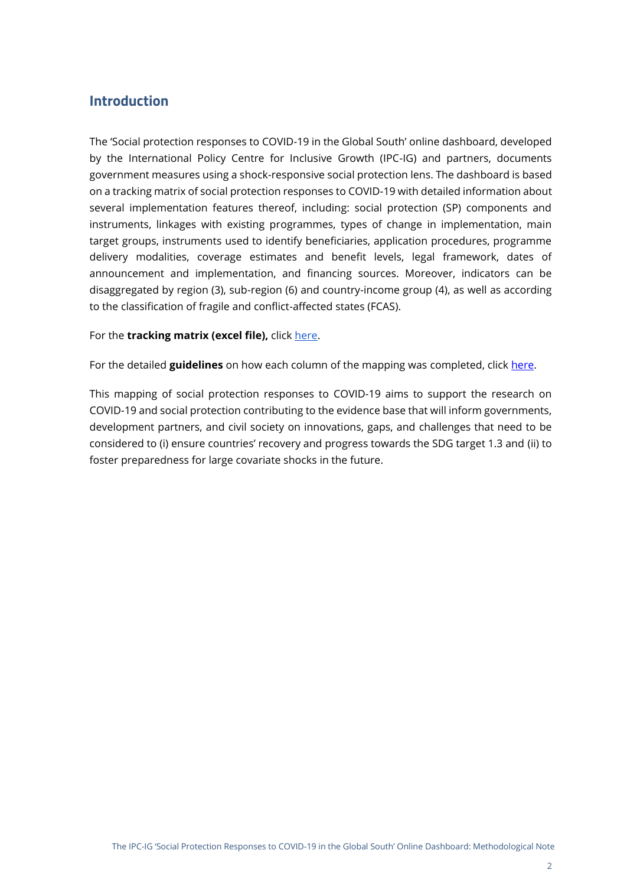## Introduction

The 'Social protection responses to COVID-19 in the Global South' online dashboard, developed by the International Policy Centre for Inclusive Growth (IPC-IG) and partners, documents government measures using a shock-responsive social protection lens. The dashboard is based on a tracking matrix of social protection responses to COVID-19 with detailed information about several implementation features thereof, including: social protection (SP) components and instruments, linkages with existing programmes, types of change in implementation, main target groups, instruments used to identify beneficiaries, application procedures, programme delivery modalities, coverage estimates and benefit levels, legal framework, dates of announcement and implementation, and financing sources. Moreover, indicators can be disaggregated by region (3), sub-region (6) and country-income group (4), as well as according to the classification of fragile and conflict-affected states (FCAS).

For the **tracking matrix (excel file),** click here.

For the detailed **guidelines** on how each column of the mapping was completed, click here.

This mapping of social protection responses to COVID-19 aims to support the research on COVID-19 and social protection contributing to the evidence base that will inform governments, development partners, and civil society on innovations, gaps, and challenges that need to be considered to (i) ensure countries' recovery and progress towards the SDG target 1.3 and (ii) to foster preparedness for large covariate shocks in the future.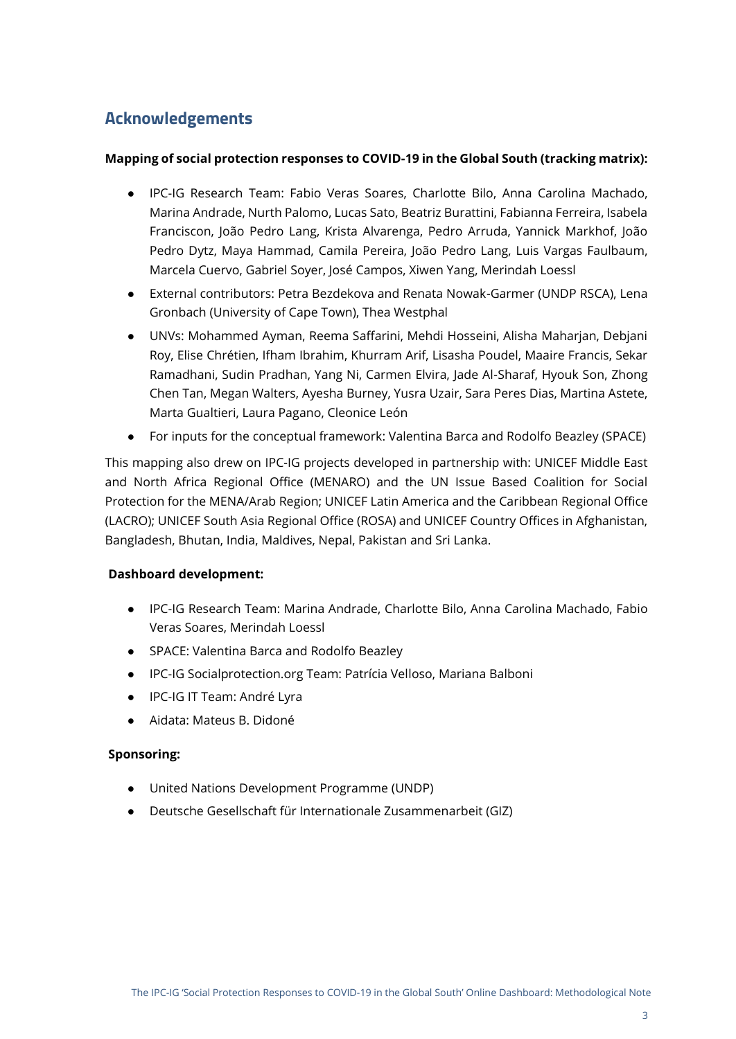## Acknowledgements

**Mapping of social protection responses to COVID-19 in the Global South (tracking matrix):**

- IPC-IG Research Team: Fabio Veras Soares, Charlotte Bilo, Anna Carolina Machado, Marina Andrade, Nurth Palomo, Lucas Sato, Beatriz Burattini, Fabianna Ferreira, Isabela Franciscon, João Pedro Lang, Krista Alvarenga, Pedro Arruda, Yannick Markhof, João Pedro Dytz, Maya Hammad, Camila Pereira, João Pedro Lang, Luis Vargas Faulbaum, Marcela Cuervo, Gabriel Soyer, José Campos, Xiwen Yang, Merindah Loessl
- External contributors: Petra Bezdekova and Renata Nowak-Garmer (UNDP RSCA), Lena Gronbach (University of Cape Town), Thea Westphal
- UNVs: Mohammed Ayman, Reema Saffarini, Mehdi Hosseini, Alisha Maharjan, Debjani Roy, Elise Chrétien, Ifham Ibrahim, Khurram Arif, Lisasha Poudel, Maaire Francis, Sekar Ramadhani, Sudin Pradhan, Yang Ni, Carmen Elvira, Jade Al-Sharaf, Hyouk Son, Zhong Chen Tan, Megan Walters, Ayesha Burney, Yusra Uzair, Sara Peres Dias, Martina Astete, Marta Gualtieri, Laura Pagano, Cleonice León
- For inputs for the conceptual framework: Valentina Barca and Rodolfo Beazley (SPACE)

This mapping also drew on IPC-IG projects developed in partnership with: UNICEF Middle East and North Africa Regional Office (MENARO) and the UN Issue Based Coalition for Social Protection for the MENA/Arab Region; UNICEF Latin America and the Caribbean Regional Office (LACRO); UNICEF South Asia Regional Office (ROSA) and UNICEF Country Offices in Afghanistan, Bangladesh, Bhutan, India, Maldives, Nepal, Pakistan and Sri Lanka.

**Dashboard development:**

- IPC-IG Research Team: Marina Andrade, Charlotte Bilo, Anna Carolina Machado, Fabio Veras Soares, Merindah Loessl
- SPACE: Valentina Barca and Rodolfo Beazley
- IPC-IG Socialprotection.org Team: Patrícia Velloso, Mariana Balboni
- IPC-IG IT Team: André Lyra
- Aidata: Mateus B. Didoné

**Sponsoring:**

- United Nations Development Programme (UNDP)
- Deutsche Gesellschaft für Internationale Zusammenarbeit (GIZ)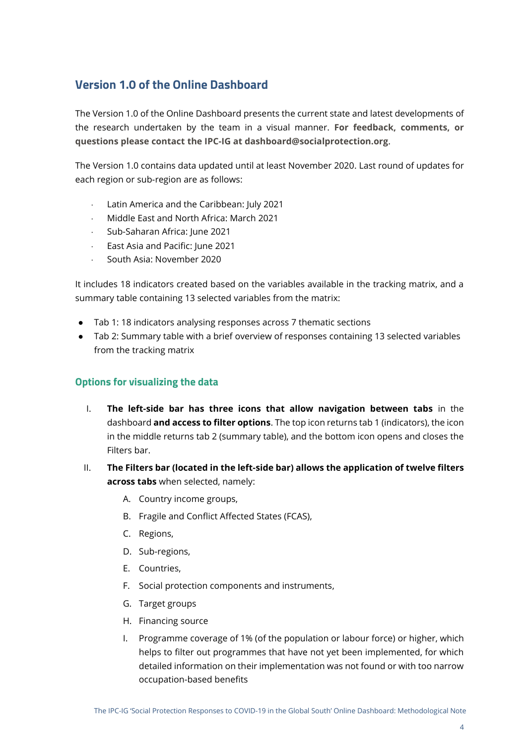## Version 1.0 of the Online Dashboard

The Version 1.0 of the Online Dashboard presents the current state and latest developments of the research undertaken by the team in a visual manner. **For feedback, comments, or questions please contact the IPC-IG at dashboard@socialprotection.org**.

The Version 1.0 contains data updated until at least November 2020. Last round of updates for each region or sub-region are as follows:

- Latin America and the Caribbean: July 2021
- Middle East and North Africa: March 2021
- Sub-Saharan Africa: June 2021
- East Asia and Pacific: June 2021
- South Asia: November 2020

It includes 18 indicators created based on the variables available in the tracking matrix, and a summary table containing 13 selected variables from the matrix:

- Tab 1: 18 indicators analysing responses across 7 thematic sections
- Tab 2: Summary table with a brief overview of responses containing 13 selected variables from the tracking matrix

### Options for visualizing the data

I. **The left-side bar has three icons that allow navigation between tabs** in the dashboard **and access to filter options**. The top icon returns tab 1 (indicators), the icon in the middle returns tab 2 (summary table), and the bottom icon opens and closes the Filters bar.

II. **The Filters bar (located in the left-side bar) allows the application of twelve filters across tabs** when selected, namely:

   A. Country income groups,

   B. Fragile and Conflict Affected States (FCAS),

   C. Regions,

   D. Sub-regions,

   E. Countries,

   F. Social protection components and instruments,

   G. Target groups

   H. Financing source

   I. Programme coverage of 1% (of the population or labour force) or higher, which helps to filter out programmes that have not yet been implemented, for which detailed information on their implementation was not found or with too narrow occupation-based benefits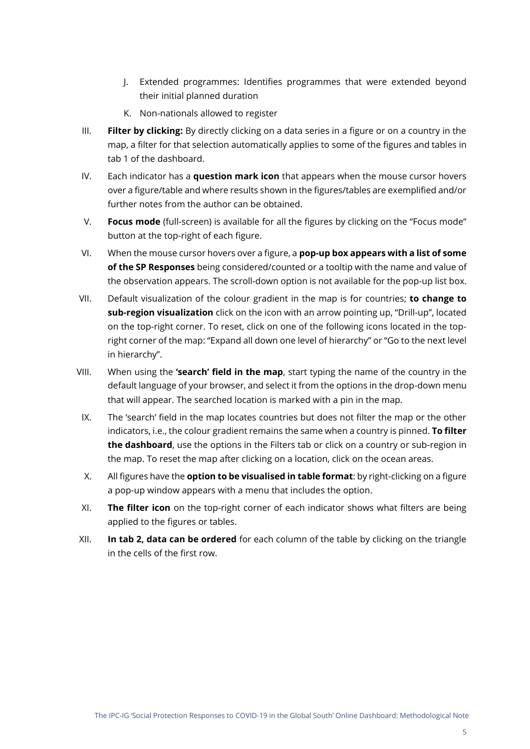J. Extended programmes: Identifies programmes that were extended beyond their initial planned duration

K. Non-nationals allowed to register

III. **Filter by clicking:** By directly clicking on a data series in a figure or on a country in the map, a filter for that selection automatically applies to some of the figures and tables in tab 1 of the dashboard.

IV. Each indicator has a **question mark icon** that appears when the mouse cursor hovers over a figure/table and where results shown in the figures/tables are exemplified and/or further notes from the author can be obtained.

V. **Focus mode** (full-screen) is available for all the figures by clicking on the "Focus mode" button at the top-right of each figure.

VI. When the mouse cursor hovers over a figure, a **pop-up box appears with a list of some of the SP Responses** being considered/counted or a tooltip with the name and value of the observation appears. The scroll-down option is not available for the pop-up list box.

VII. Default visualization of the colour gradient in the map is for countries; **to change to sub-region visualization** click on the icon with an arrow pointing up, "Drill-up", located on the top-right corner. To reset, click on one of the following icons located in the top-right corner of the map: "Expand all down one level of hierarchy" or "Go to the next level in hierarchy".

VIII. When using the **'search' field in the map**, start typing the name of the country in the default language of your browser, and select it from the options in the drop-down menu that will appear. The searched location is marked with a pin in the map.

IX. The 'search' field in the map locates countries but does not filter the map or the other indicators, i.e., the colour gradient remains the same when a country is pinned. **To filter the dashboard**, use the options in the Filters tab or click on a country or sub-region in the map. To reset the map after clicking on a location, click on the ocean areas.

X. All figures have the **option to be visualised in table format**: by right-clicking on a figure a pop-up window appears with a menu that includes the option.

XI. **The filter icon** on the top-right corner of each indicator shows what filters are being applied to the figures or tables.

XII. **In tab 2, data can be ordered** for each column of the table by clicking on the triangle in the cells of the first row.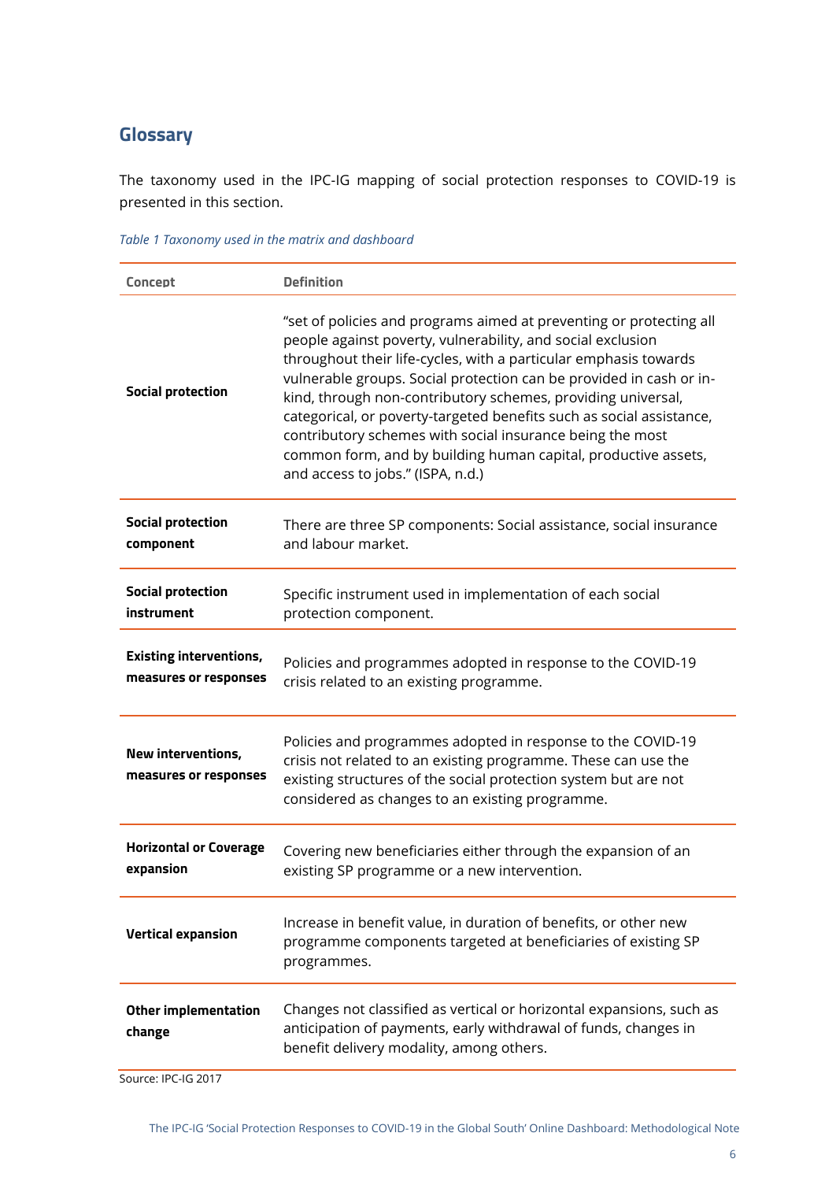## Glossary

The taxonomy used in the IPC-IG mapping of social protection responses to COVID-19 is presented in this section.

*Table 1 Taxonomy used in the matrix and dashboard*

| Concept | Definition |
|---|---|
| **Social protection** | "set of policies and programs aimed at preventing or protecting all people against poverty, vulnerability, and social exclusion throughout their life-cycles, with a particular emphasis towards vulnerable groups. Social protection can be provided in cash or in-kind, through non-contributory schemes, providing universal, categorical, or poverty-targeted benefits such as social assistance, contributory schemes with social insurance being the most common form, and by building human capital, productive assets, and access to jobs." (ISPA, n.d.) |
| **Social protection component** | There are three SP components: Social assistance, social insurance and labour market. |
| **Social protection instrument** | Specific instrument used in implementation of each social protection component. |
| **Existing interventions, measures or responses** | Policies and programmes adopted in response to the COVID-19 crisis related to an existing programme. |
| **New interventions, measures or responses** | Policies and programmes adopted in response to the COVID-19 crisis not related to an existing programme. These can use the existing structures of the social protection system but are not considered as changes to an existing programme. |
| **Horizontal or Coverage expansion** | Covering new beneficiaries either through the expansion of an existing SP programme or a new intervention. |
| **Vertical expansion** | Increase in benefit value, in duration of benefits, or other new programme components targeted at beneficiaries of existing SP programmes. |
| **Other implementation change** | Changes not classified as vertical or horizontal expansions, such as anticipation of payments, early withdrawal of funds, changes in benefit delivery modality, among others. |

Source: IPC-IG 2017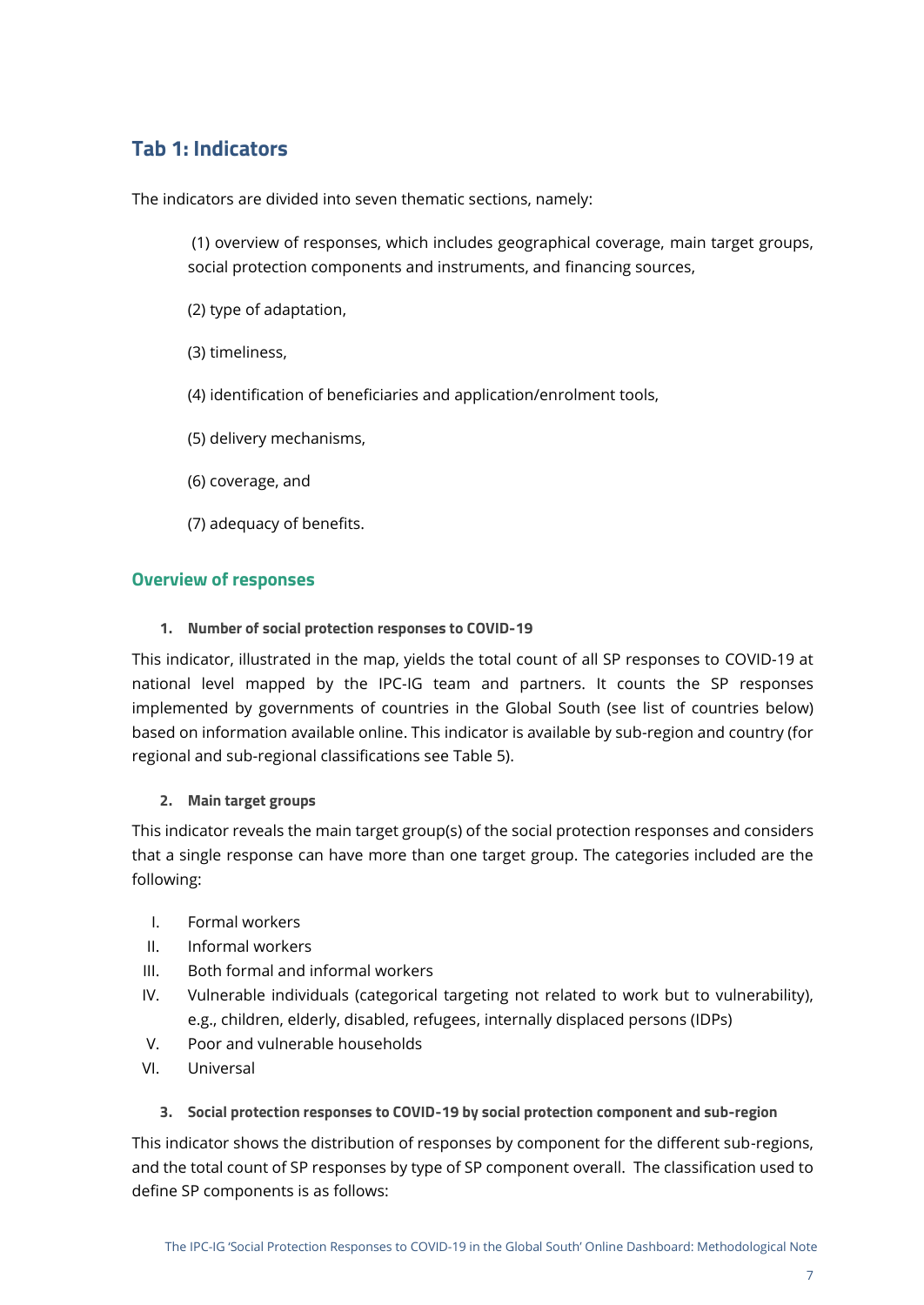## Tab 1: Indicators

The indicators are divided into seven thematic sections, namely:

(1) overview of responses, which includes geographical coverage, main target groups, social protection components and instruments, and financing sources,

(2) type of adaptation,

(3) timeliness,

(4) identification of beneficiaries and application/enrolment tools,

(5) delivery mechanisms,

(6) coverage, and

(7) adequacy of benefits.

### Overview of responses

#### 1. Number of social protection responses to COVID-19

This indicator, illustrated in the map, yields the total count of all SP responses to COVID-19 at national level mapped by the IPC-IG team and partners. It counts the SP responses implemented by governments of countries in the Global South (see list of countries below) based on information available online. This indicator is available by sub-region and country (for regional and sub-regional classifications see Table 5).

#### 2. Main target groups

This indicator reveals the main target group(s) of the social protection responses and considers that a single response can have more than one target group. The categories included are the following:

I. Formal workers
II. Informal workers
III. Both formal and informal workers
IV. Vulnerable individuals (categorical targeting not related to work but to vulnerability), e.g., children, elderly, disabled, refugees, internally displaced persons (IDPs)
V. Poor and vulnerable households
VI. Universal

#### 3. Social protection responses to COVID-19 by social protection component and sub-region

This indicator shows the distribution of responses by component for the different sub-regions, and the total count of SP responses by type of SP component overall. The classification used to define SP components is as follows: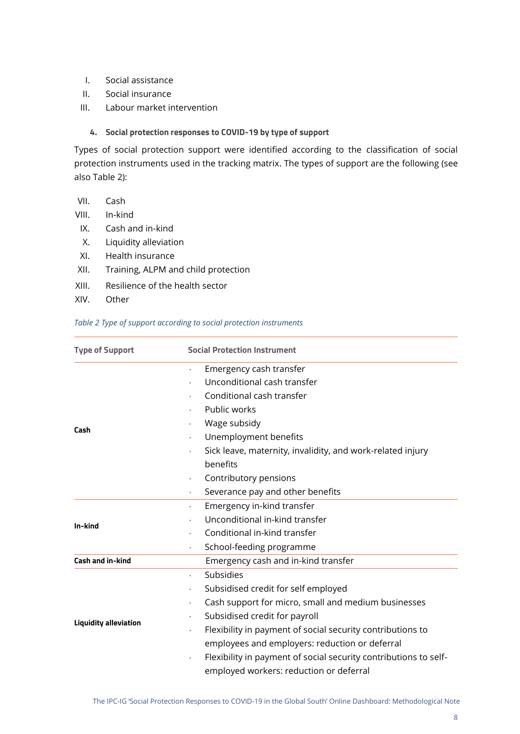I. Social assistance
II. Social insurance
III. Labour market intervention

#### 4. Social protection responses to COVID-19 by type of support

Types of social protection support were identified according to the classification of social protection instruments used in the tracking matrix. The types of support are the following (see also Table 2):

VII. Cash
VIII. In-kind
IX. Cash and in-kind
X. Liquidity alleviation
XI. Health insurance
XII. Training, ALPM and child protection
XIII. Resilience of the health sector
XIV. Other

*Table 2 Type of support according to social protection instruments*

| Type of Support | Social Protection Instrument |
|---|---|
| **Cash** | · Emergency cash transfer<br>· Unconditional cash transfer<br>· Conditional cash transfer<br>· Public works<br>· Wage subsidy<br>· Unemployment benefits<br>· Sick leave, maternity, invalidity, and work-related injury benefits<br>· Contributory pensions<br>· Severance pay and other benefits |
| **In-kind** | · Emergency in-kind transfer<br>· Unconditional in-kind transfer<br>· Conditional in-kind transfer<br>· School-feeding programme |
| **Cash and in-kind** | Emergency cash and in-kind transfer |
| **Liquidity alleviation** | · Subsidies<br>· Subsidised credit for self employed<br>· Cash support for micro, small and medium businesses<br>· Subsidised credit for payroll<br>· Flexibility in payment of social security contributions to employees and employers: reduction or deferral<br>· Flexibility in payment of social security contributions to self-employed workers: reduction or deferral |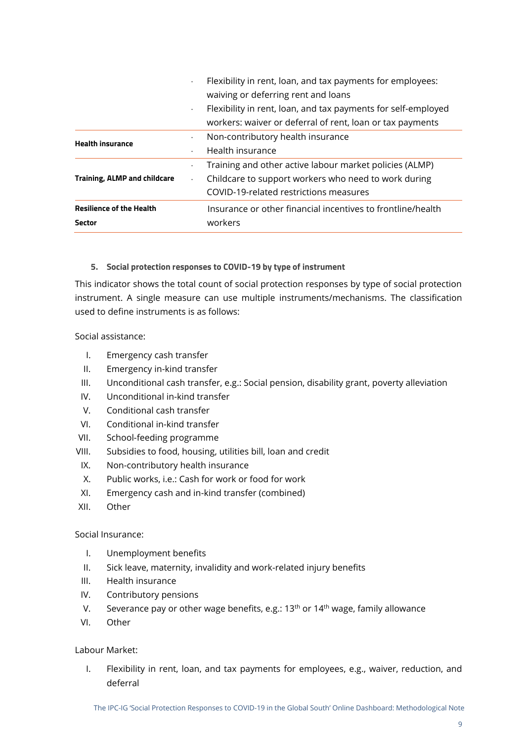| | |
|---|---|
| | · Flexibility in rent, loan, and tax payments for employees: waiving or deferring rent and loans<br>· Flexibility in rent, loan, and tax payments for self-employed workers: waiver or deferral of rent, loan or tax payments |
| **Health insurance** | · Non-contributory health insurance<br>· Health insurance |
| **Training, ALMP and childcare** | · Training and other active labour market policies (ALMP)<br>· Childcare to support workers who need to work during COVID-19-related restrictions measures |
| **Resilience of the Health Sector** | Insurance or other financial incentives to frontline/health workers |

#### 5. Social protection responses to COVID-19 by type of instrument

This indicator shows the total count of social protection responses by type of social protection instrument. A single measure can use multiple instruments/mechanisms. The classification used to define instruments is as follows:

Social assistance:

I. Emergency cash transfer
II. Emergency in-kind transfer
III. Unconditional cash transfer, e.g.: Social pension, disability grant, poverty alleviation
IV. Unconditional in-kind transfer
V. Conditional cash transfer
VI. Conditional in-kind transfer
VII. School-feeding programme
VIII. Subsidies to food, housing, utilities bill, loan and credit
IX. Non-contributory health insurance
X. Public works, i.e.: Cash for work or food for work
XI. Emergency cash and in-kind transfer (combined)
XII. Other

Social Insurance:

I. Unemployment benefits
II. Sick leave, maternity, invalidity and work-related injury benefits
III. Health insurance
IV. Contributory pensions
V. Severance pay or other wage benefits, e.g.: 13th or 14th wage, family allowance
VI. Other

Labour Market:

I. Flexibility in rent, loan, and tax payments for employees, e.g., waiver, reduction, and deferral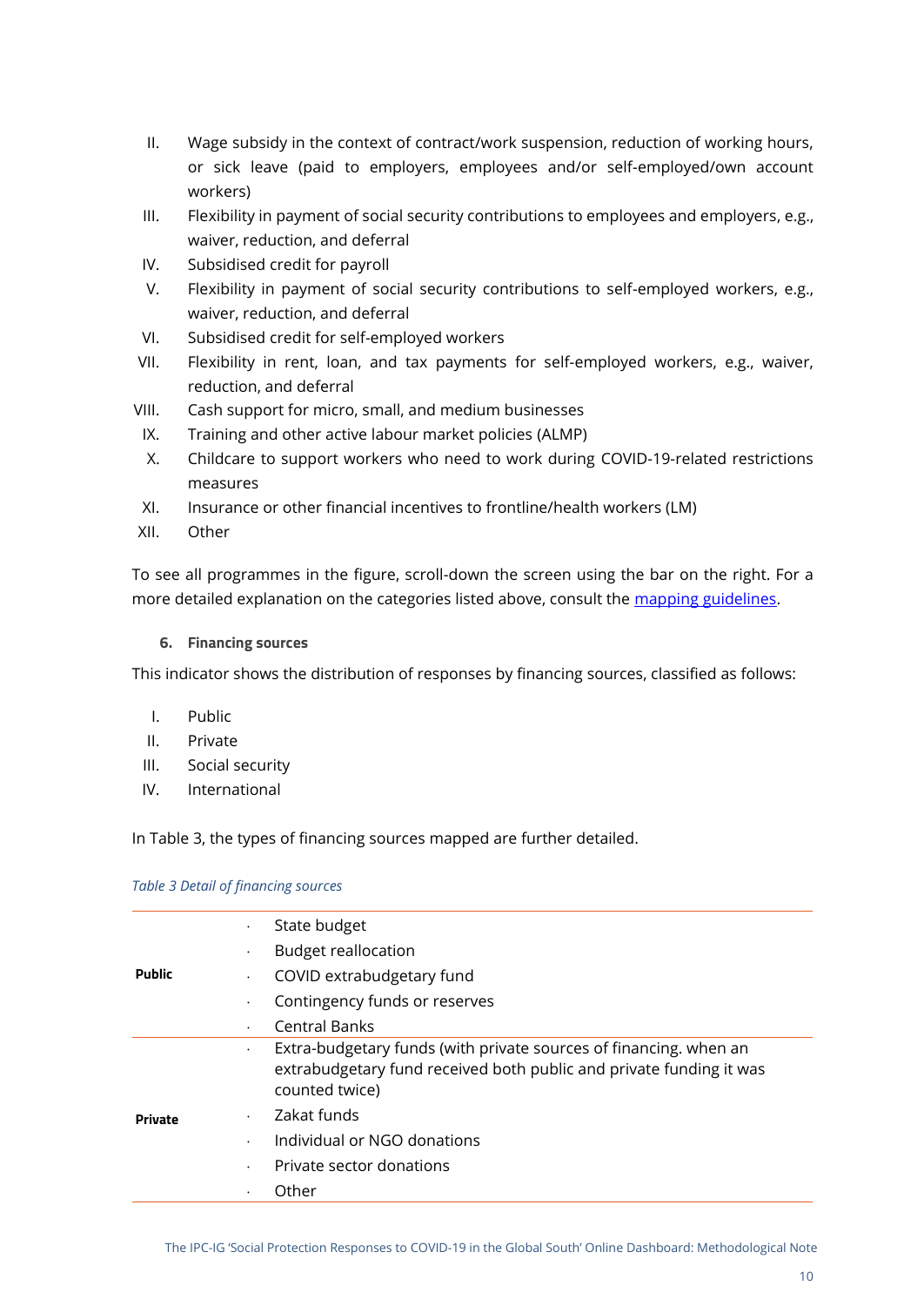II. Wage subsidy in the context of contract/work suspension, reduction of working hours, or sick leave (paid to employers, employees and/or self-employed/own account workers)
III. Flexibility in payment of social security contributions to employees and employers, e.g., waiver, reduction, and deferral
IV. Subsidised credit for payroll
V. Flexibility in payment of social security contributions to self-employed workers, e.g., waiver, reduction, and deferral
VI. Subsidised credit for self-employed workers
VII. Flexibility in rent, loan, and tax payments for self-employed workers, e.g., waiver, reduction, and deferral
VIII. Cash support for micro, small, and medium businesses
IX. Training and other active labour market policies (ALMP)
X. Childcare to support workers who need to work during COVID-19-related restrictions measures
XI. Insurance or other financial incentives to frontline/health workers (LM)
XII. Other

To see all programmes in the figure, scroll-down the screen using the bar on the right. For a more detailed explanation on the categories listed above, consult the [mapping guidelines](mapping guidelines).

### 6. Financing sources

This indicator shows the distribution of responses by financing sources, classified as follows:

I. Public
II. Private
III. Social security
IV. International

In Table 3, the types of financing sources mapped are further detailed.

*Table 3 Detail of financing sources*

| | |
|---|---|
| **Public** | · State budget<br>· Budget reallocation<br>· COVID extrabudgetary fund<br>· Contingency funds or reserves<br>· Central Banks |
| **Private** | · Extra-budgetary funds (with private sources of financing. when an extrabudgetary fund received both public and private funding it was counted twice)<br>· Zakat funds<br>· Individual or NGO donations<br>· Private sector donations<br>· Other |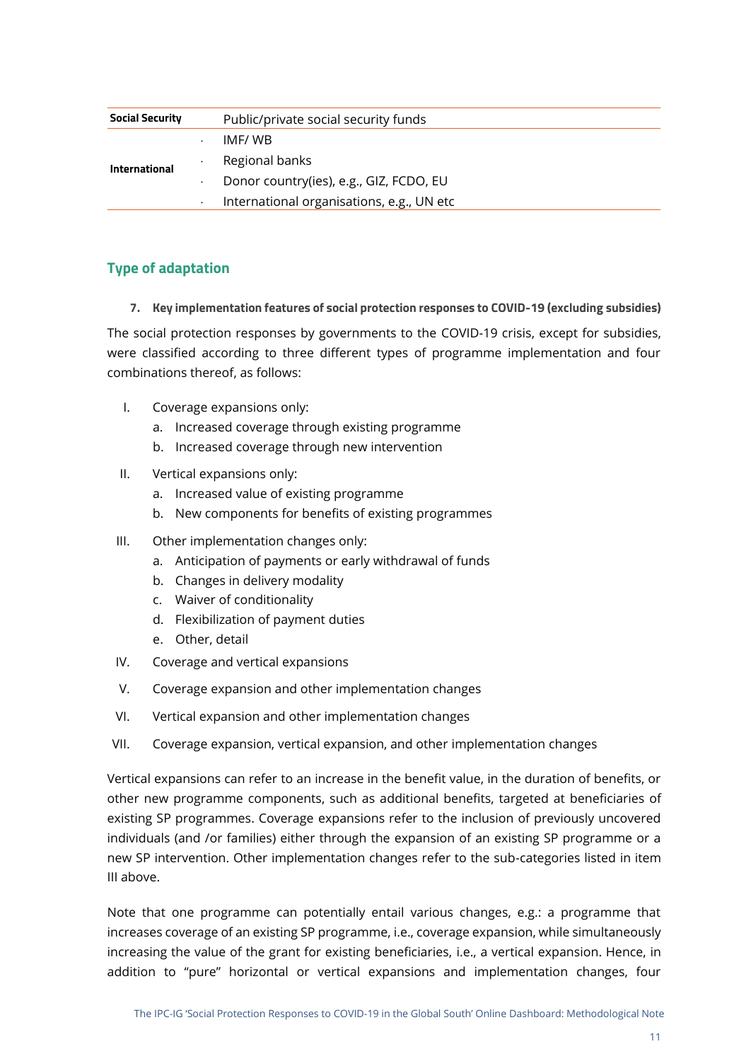| Social Security | Public/private social security funds |
|---|---|
| International | · IMF/ WB<br>· Regional banks<br>· Donor country(ies), e.g., GIZ, FCDO, EU<br>· International organisations, e.g., UN etc |

## Type of adaptation

**7. Key implementation features of social protection responses to COVID-19 (excluding subsidies)**

The social protection responses by governments to the COVID-19 crisis, except for subsidies, were classified according to three different types of programme implementation and four combinations thereof, as follows:

I. Coverage expansions only:
   a. Increased coverage through existing programme
   b. Increased coverage through new intervention

II. Vertical expansions only:
   a. Increased value of existing programme
   b. New components for benefits of existing programmes

III. Other implementation changes only:
   a. Anticipation of payments or early withdrawal of funds
   b. Changes in delivery modality
   c. Waiver of conditionality
   d. Flexibilization of payment duties
   e. Other, detail

IV. Coverage and vertical expansions

V. Coverage expansion and other implementation changes

VI. Vertical expansion and other implementation changes

VII. Coverage expansion, vertical expansion, and other implementation changes

Vertical expansions can refer to an increase in the benefit value, in the duration of benefits, or other new programme components, such as additional benefits, targeted at beneficiaries of existing SP programmes. Coverage expansions refer to the inclusion of previously uncovered individuals (and /or families) either through the expansion of an existing SP programme or a new SP intervention. Other implementation changes refer to the sub-categories listed in item III above.

Note that one programme can potentially entail various changes, e.g.: a programme that increases coverage of an existing SP programme, i.e., coverage expansion, while simultaneously increasing the value of the grant for existing beneficiaries, i.e., a vertical expansion. Hence, in addition to "pure" horizontal or vertical expansions and implementation changes, four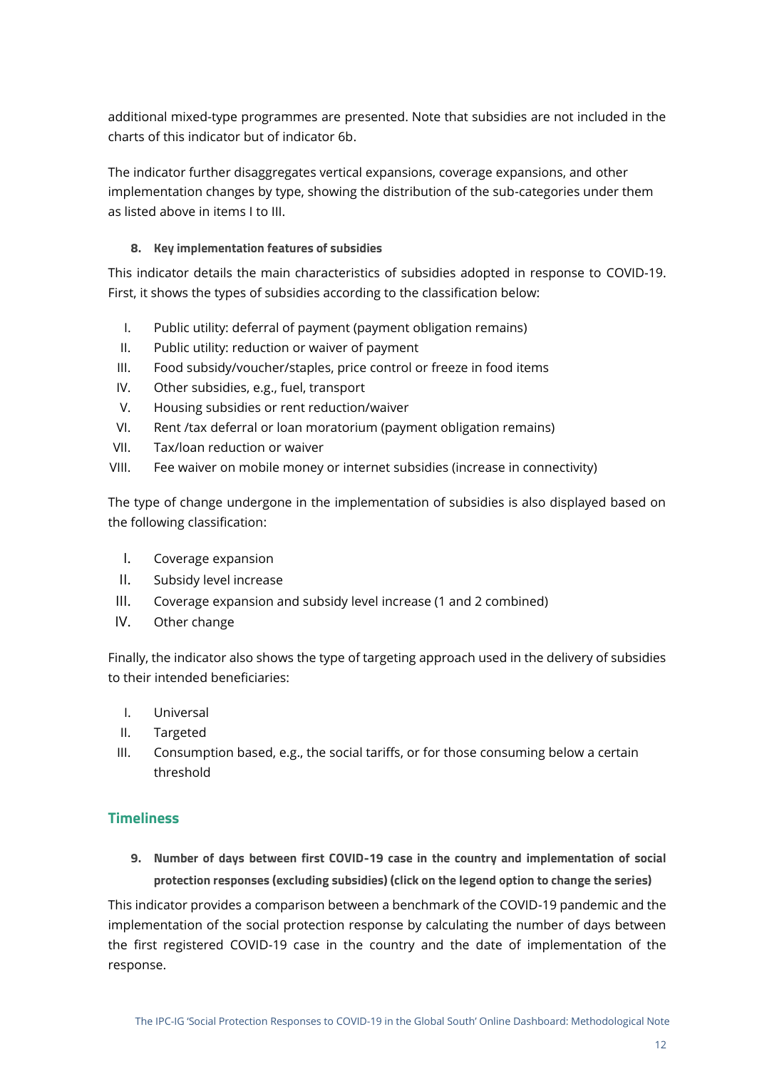additional mixed-type programmes are presented. Note that subsidies are not included in the charts of this indicator but of indicator 6b.

The indicator further disaggregates vertical expansions, coverage expansions, and other implementation changes by type, showing the distribution of the sub-categories under them as listed above in items I to III.

#### 8. Key implementation features of subsidies

This indicator details the main characteristics of subsidies adopted in response to COVID-19. First, it shows the types of subsidies according to the classification below:

I. Public utility: deferral of payment (payment obligation remains)
II. Public utility: reduction or waiver of payment
III. Food subsidy/voucher/staples, price control or freeze in food items
IV. Other subsidies, e.g., fuel, transport
V. Housing subsidies or rent reduction/waiver
VI. Rent /tax deferral or loan moratorium (payment obligation remains)
VII. Tax/loan reduction or waiver
VIII. Fee waiver on mobile money or internet subsidies (increase in connectivity)

The type of change undergone in the implementation of subsidies is also displayed based on the following classification:

I. Coverage expansion
II. Subsidy level increase
III. Coverage expansion and subsidy level increase (1 and 2 combined)
IV. Other change

Finally, the indicator also shows the type of targeting approach used in the delivery of subsidies to their intended beneficiaries:

I. Universal
II. Targeted
III. Consumption based, e.g., the social tariffs, or for those consuming below a certain threshold

### Timeliness

#### 9. Number of days between first COVID-19 case in the country and implementation of social protection responses (excluding subsidies) (click on the legend option to change the series)

This indicator provides a comparison between a benchmark of the COVID-19 pandemic and the implementation of the social protection response by calculating the number of days between the first registered COVID-19 case in the country and the date of implementation of the response.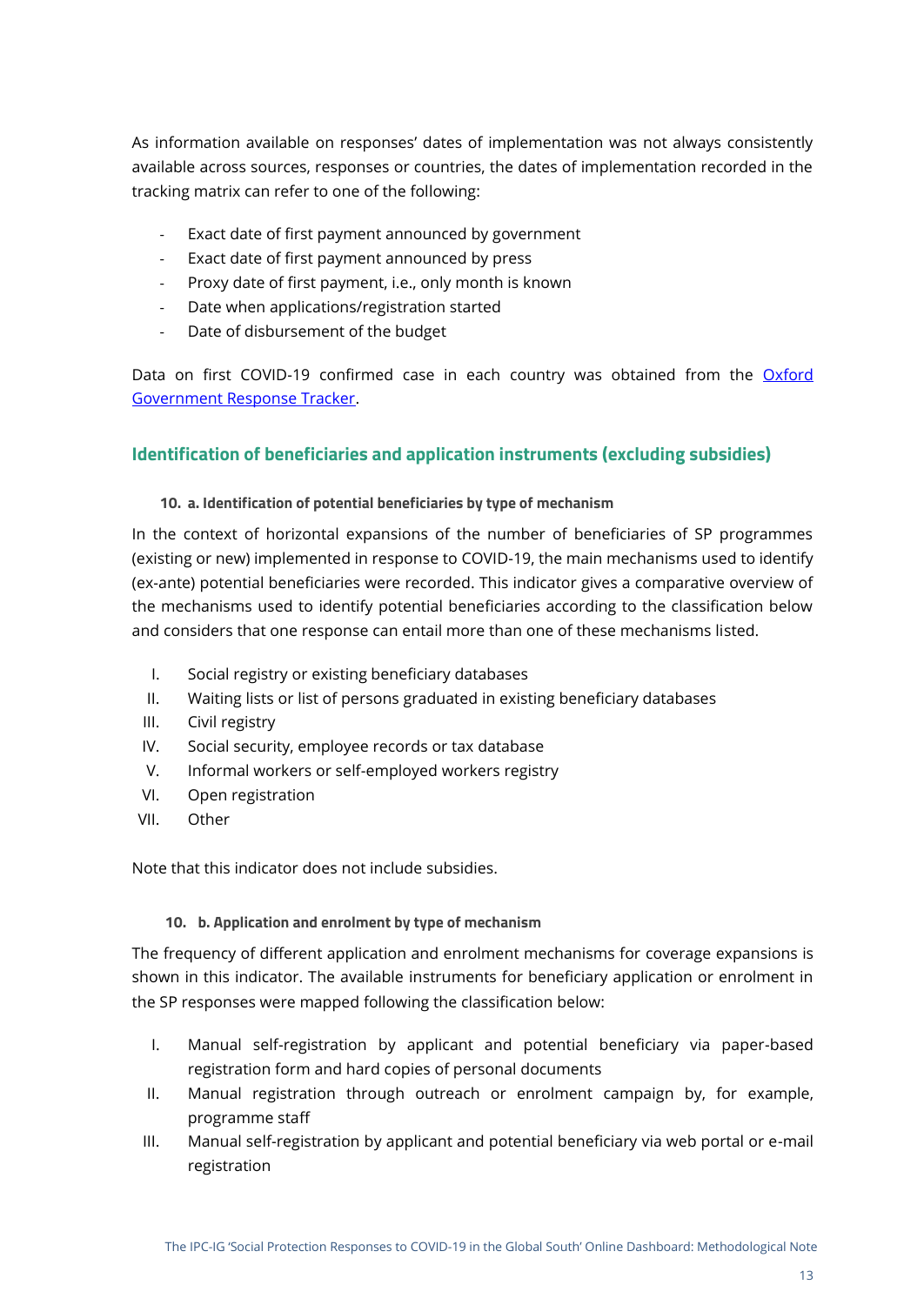As information available on responses' dates of implementation was not always consistently available across sources, responses or countries, the dates of implementation recorded in the tracking matrix can refer to one of the following:

- Exact date of first payment announced by government
- Exact date of first payment announced by press
- Proxy date of first payment, i.e., only month is known
- Date when applications/registration started
- Date of disbursement of the budget

Data on first COVID-19 confirmed case in each country was obtained from the [Oxford Government Response Tracker](#).

## Identification of beneficiaries and application instruments (excluding subsidies)

#### 10. a. Identification of potential beneficiaries by type of mechanism

In the context of horizontal expansions of the number of beneficiaries of SP programmes (existing or new) implemented in response to COVID-19, the main mechanisms used to identify (ex-ante) potential beneficiaries were recorded. This indicator gives a comparative overview of the mechanisms used to identify potential beneficiaries according to the classification below and considers that one response can entail more than one of these mechanisms listed.

I. Social registry or existing beneficiary databases
II. Waiting lists or list of persons graduated in existing beneficiary databases
III. Civil registry
IV. Social security, employee records or tax database
V. Informal workers or self-employed workers registry
VI. Open registration
VII. Other

Note that this indicator does not include subsidies.

#### 10. b. Application and enrolment by type of mechanism

The frequency of different application and enrolment mechanisms for coverage expansions is shown in this indicator. The available instruments for beneficiary application or enrolment in the SP responses were mapped following the classification below:

I. Manual self-registration by applicant and potential beneficiary via paper-based registration form and hard copies of personal documents
II. Manual registration through outreach or enrolment campaign by, for example, programme staff
III. Manual self-registration by applicant and potential beneficiary via web portal or e-mail registration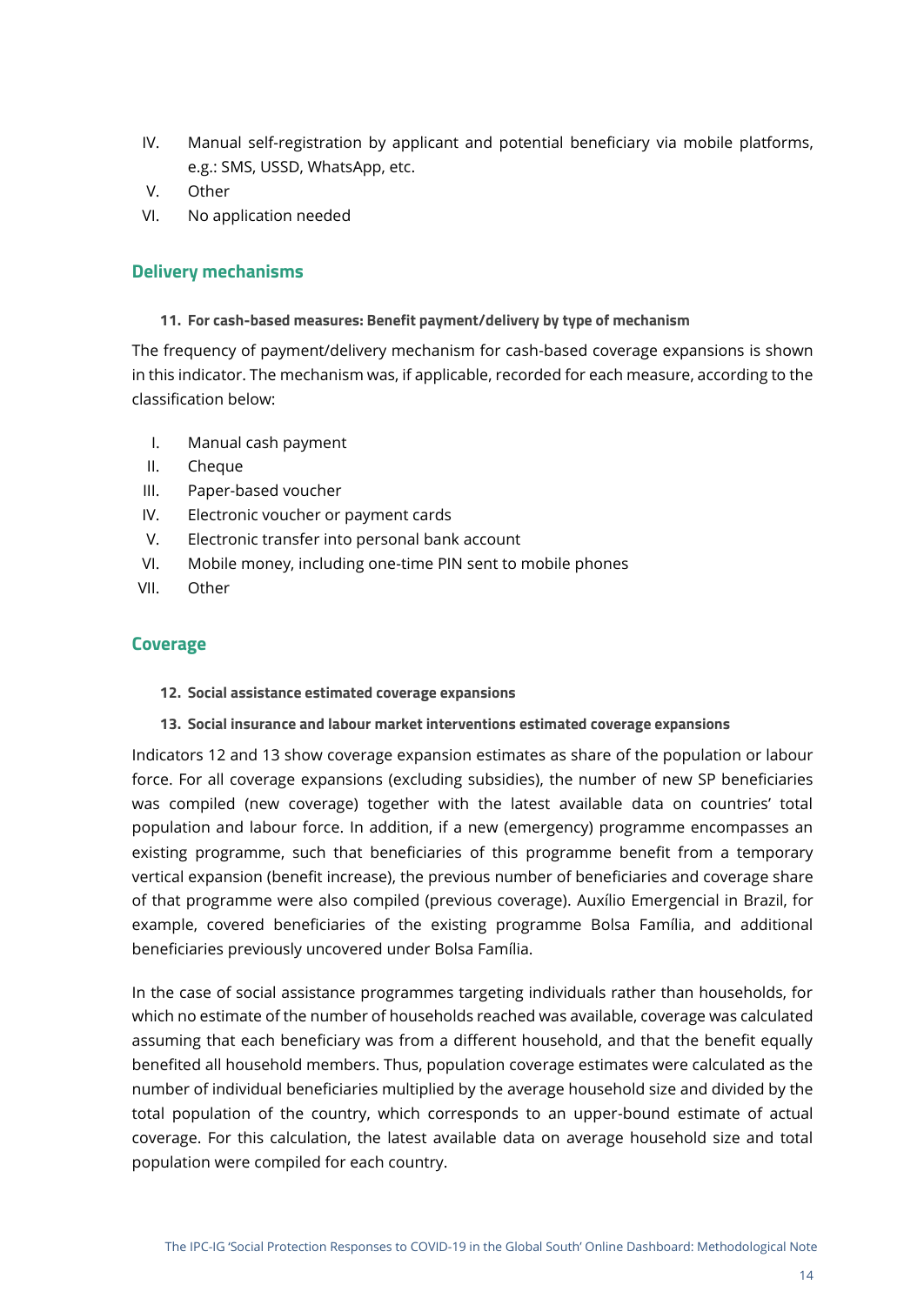IV. Manual self-registration by applicant and potential beneficiary via mobile platforms, e.g.: SMS, USSD, WhatsApp, etc.

V. Other

VI. No application needed

## Delivery mechanisms

#### 11. For cash-based measures: Benefit payment/delivery by type of mechanism

The frequency of payment/delivery mechanism for cash-based coverage expansions is shown in this indicator. The mechanism was, if applicable, recorded for each measure, according to the classification below:

I. Manual cash payment

II. Cheque

III. Paper-based voucher

IV. Electronic voucher or payment cards

V. Electronic transfer into personal bank account

VI. Mobile money, including one-time PIN sent to mobile phones

VII. Other

## Coverage

#### 12. Social assistance estimated coverage expansions

#### 13. Social insurance and labour market interventions estimated coverage expansions

Indicators 12 and 13 show coverage expansion estimates as share of the population or labour force. For all coverage expansions (excluding subsidies), the number of new SP beneficiaries was compiled (new coverage) together with the latest available data on countries' total population and labour force. In addition, if a new (emergency) programme encompasses an existing programme, such that beneficiaries of this programme benefit from a temporary vertical expansion (benefit increase), the previous number of beneficiaries and coverage share of that programme were also compiled (previous coverage). Auxílio Emergencial in Brazil, for example, covered beneficiaries of the existing programme Bolsa Família, and additional beneficiaries previously uncovered under Bolsa Família.

In the case of social assistance programmes targeting individuals rather than households, for which no estimate of the number of households reached was available, coverage was calculated assuming that each beneficiary was from a different household, and that the benefit equally benefited all household members. Thus, population coverage estimates were calculated as the number of individual beneficiaries multiplied by the average household size and divided by the total population of the country, which corresponds to an upper-bound estimate of actual coverage. For this calculation, the latest available data on average household size and total population were compiled for each country.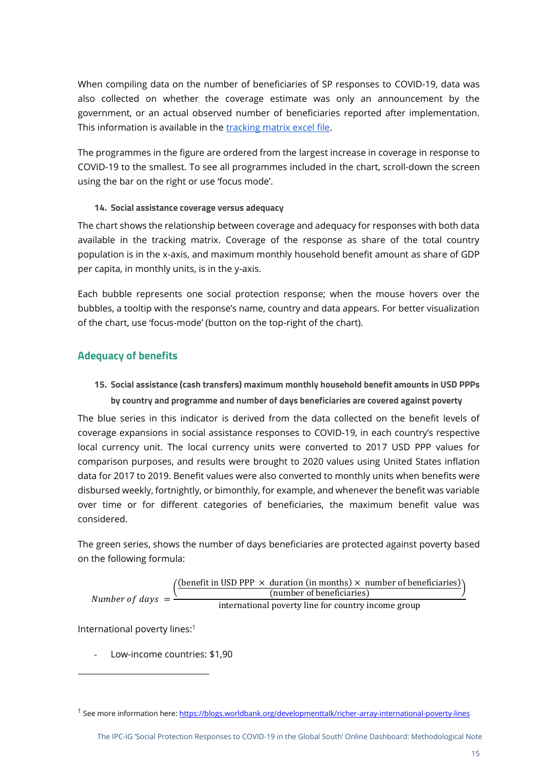When compiling data on the number of beneficiaries of SP responses to COVID-19, data was also collected on whether the coverage estimate was only an announcement by the government, or an actual observed number of beneficiaries reported after implementation. This information is available in the [tracking matrix excel file](tracking matrix excel file).

The programmes in the figure are ordered from the largest increase in coverage in response to COVID-19 to the smallest. To see all programmes included in the chart, scroll-down the screen using the bar on the right or use 'focus mode'.

### 14. Social assistance coverage versus adequacy

The chart shows the relationship between coverage and adequacy for responses with both data available in the tracking matrix. Coverage of the response as share of the total country population is in the x-axis, and maximum monthly household benefit amount as share of GDP per capita, in monthly units, is in the y-axis.

Each bubble represents one social protection response; when the mouse hovers over the bubbles, a tooltip with the response's name, country and data appears. For better visualization of the chart, use 'focus-mode' (button on the top-right of the chart).

## Adequacy of benefits

### 15. Social assistance (cash transfers) maximum monthly household benefit amounts in USD PPPs by country and programme and number of days beneficiaries are covered against poverty

The blue series in this indicator is derived from the data collected on the benefit levels of coverage expansions in social assistance responses to COVID-19, in each country's respective local currency unit. The local currency units were converted to 2017 USD PPP values for comparison purposes, and results were brought to 2020 values using United States inflation data for 2017 to 2019. Benefit values were also converted to monthly units when benefits were disbursed weekly, fortnightly, or bimonthly, for example, and whenever the benefit was variable over time or for different categories of beneficiaries, the maximum benefit value was considered.

The green series, shows the number of days beneficiaries are protected against poverty based on the following formula:

$$Number\ of\ days = \frac{\left(\frac{\text{(benefit in USD PPP} \times \text{duration (in months)} \times \text{number of beneficiaries)}}{\text{(number of beneficiaries)}}\right)}{\text{international poverty line for country income group}}$$

International poverty lines:[1]

- Low-income countries: $1,90

[1] See more information here: https://blogs.worldbank.org/developmenttalk/richer-array-international-poverty-lines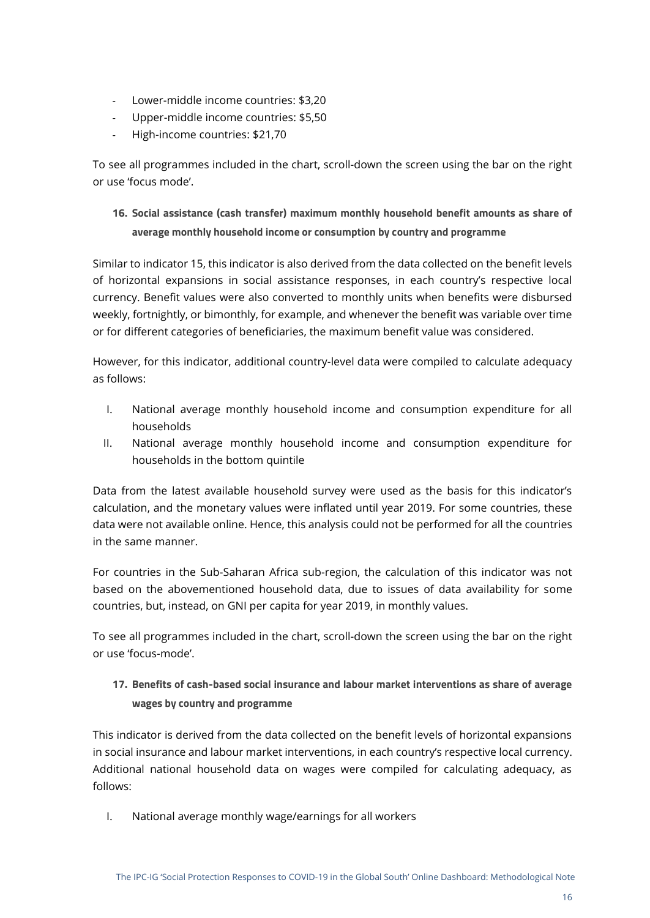- Lower-middle income countries: $3,20
- Upper-middle income countries: $5,50
- High-income countries: $21,70

To see all programmes included in the chart, scroll-down the screen using the bar on the right or use 'focus mode'.

### 16. Social assistance (cash transfer) maximum monthly household benefit amounts as share of average monthly household income or consumption by country and programme

Similar to indicator 15, this indicator is also derived from the data collected on the benefit levels of horizontal expansions in social assistance responses, in each country's respective local currency. Benefit values were also converted to monthly units when benefits were disbursed weekly, fortnightly, or bimonthly, for example, and whenever the benefit was variable over time or for different categories of beneficiaries, the maximum benefit value was considered.

However, for this indicator, additional country-level data were compiled to calculate adequacy as follows:

I. National average monthly household income and consumption expenditure for all households
II. National average monthly household income and consumption expenditure for households in the bottom quintile

Data from the latest available household survey were used as the basis for this indicator's calculation, and the monetary values were inflated until year 2019. For some countries, these data were not available online. Hence, this analysis could not be performed for all the countries in the same manner.

For countries in the Sub-Saharan Africa sub-region, the calculation of this indicator was not based on the abovementioned household data, due to issues of data availability for some countries, but, instead, on GNI per capita for year 2019, in monthly values.

To see all programmes included in the chart, scroll-down the screen using the bar on the right or use 'focus-mode'.

### 17. Benefits of cash-based social insurance and labour market interventions as share of average wages by country and programme

This indicator is derived from the data collected on the benefit levels of horizontal expansions in social insurance and labour market interventions, in each country's respective local currency. Additional national household data on wages were compiled for calculating adequacy, as follows:

I. National average monthly wage/earnings for all workers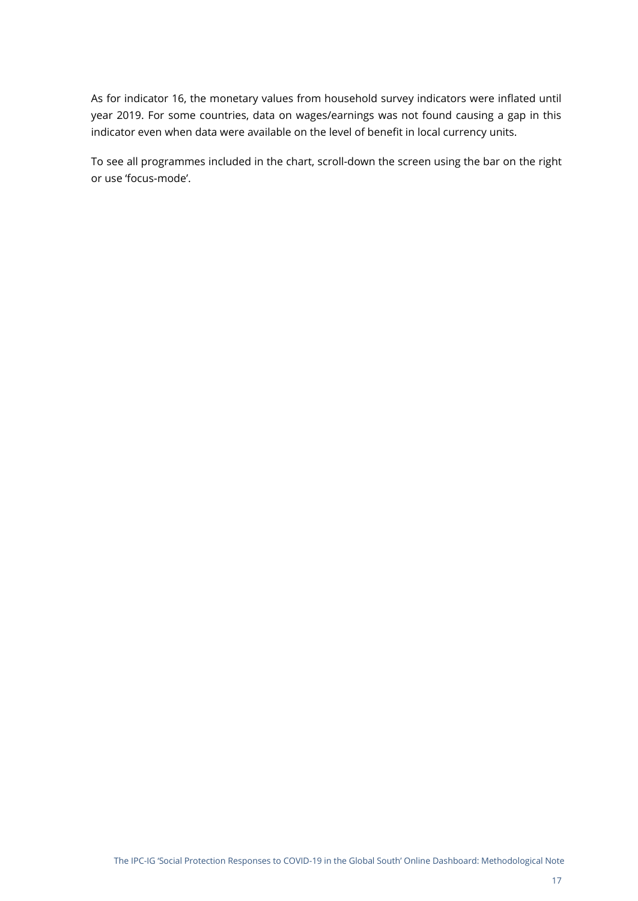As for indicator 16, the monetary values from household survey indicators were inflated until year 2019. For some countries, data on wages/earnings was not found causing a gap in this indicator even when data were available on the level of benefit in local currency units.

To see all programmes included in the chart, scroll-down the screen using the bar on the right or use 'focus-mode'.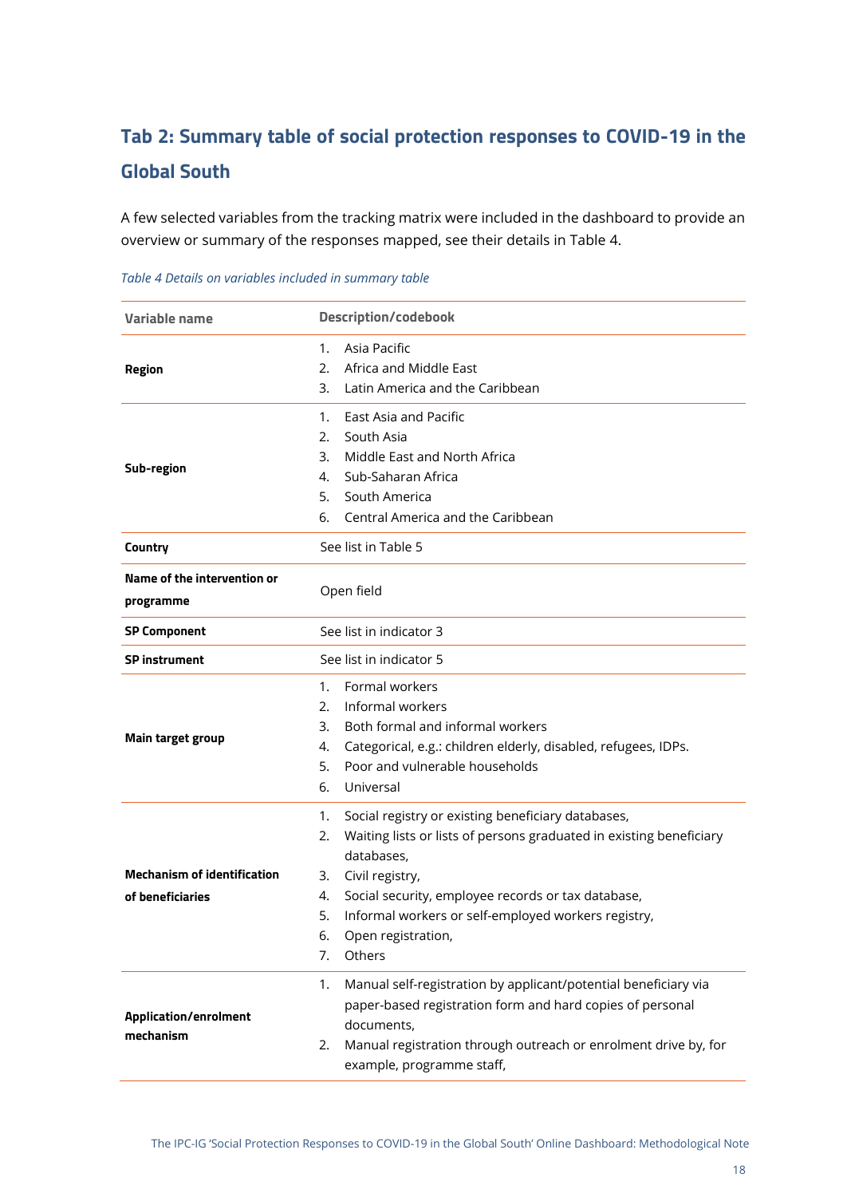## Tab 2: Summary table of social protection responses to COVID-19 in the Global South

A few selected variables from the tracking matrix were included in the dashboard to provide an overview or summary of the responses mapped, see their details in Table 4.

*Table 4 Details on variables included in summary table*

| Variable name | Description/codebook |
|---|---|
| **Region** | 1. Asia Pacific<br>2. Africa and Middle East<br>3. Latin America and the Caribbean |
| **Sub-region** | 1. East Asia and Pacific<br>2. South Asia<br>3. Middle East and North Africa<br>4. Sub-Saharan Africa<br>5. South America<br>6. Central America and the Caribbean |
| **Country** | See list in Table 5 |
| **Name of the intervention or programme** | Open field |
| **SP Component** | See list in indicator 3 |
| **SP instrument** | See list in indicator 5 |
| **Main target group** | 1. Formal workers<br>2. Informal workers<br>3. Both formal and informal workers<br>4. Categorical, e.g.: children elderly, disabled, refugees, IDPs.<br>5. Poor and vulnerable households<br>6. Universal |
| **Mechanism of identification of beneficiaries** | 1. Social registry or existing beneficiary databases,<br>2. Waiting lists or lists of persons graduated in existing beneficiary databases,<br>3. Civil registry,<br>4. Social security, employee records or tax database,<br>5. Informal workers or self-employed workers registry,<br>6. Open registration,<br>7. Others |
| **Application/enrolment mechanism** | 1. Manual self-registration by applicant/potential beneficiary via paper-based registration form and hard copies of personal documents,<br>2. Manual registration through outreach or enrolment drive by, for example, programme staff, |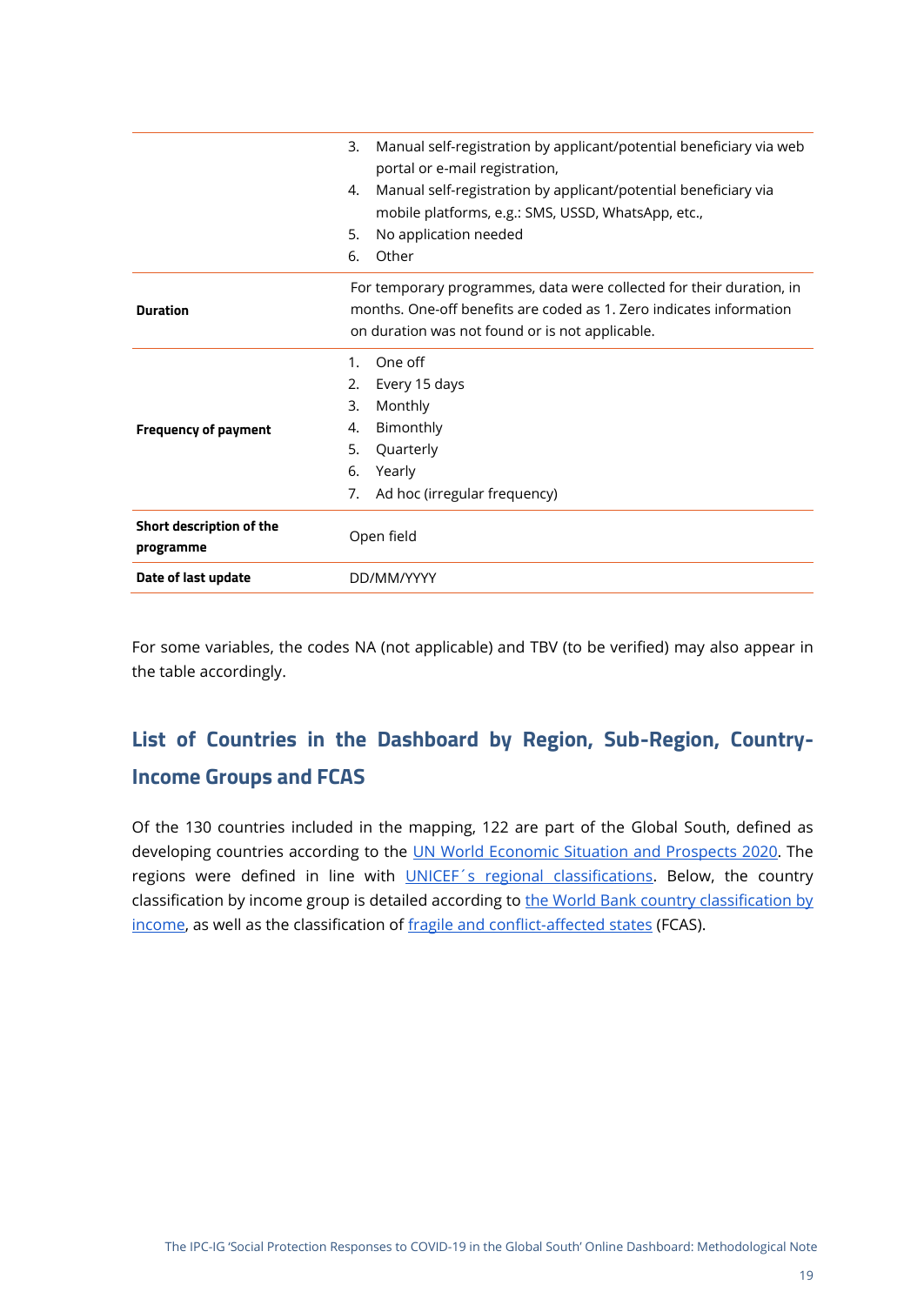| | |
|---|---|
| | 3. Manual self-registration by applicant/potential beneficiary via web portal or e-mail registration,<br>4. Manual self-registration by applicant/potential beneficiary via mobile platforms, e.g.: SMS, USSD, WhatsApp, etc.,<br>5. No application needed<br>6. Other |
| **Duration** | For temporary programmes, data were collected for their duration, in months. One-off benefits are coded as 1. Zero indicates information on duration was not found or is not applicable. |
| **Frequency of payment** | 1. One off<br>2. Every 15 days<br>3. Monthly<br>4. Bimonthly<br>5. Quarterly<br>6. Yearly<br>7. Ad hoc (irregular frequency) |
| **Short description of the programme** | Open field |
| **Date of last update** | DD/MM/YYYY |

For some variables, the codes NA (not applicable) and TBV (to be verified) may also appear in the table accordingly.

## List of Countries in the Dashboard by Region, Sub-Region, Country-Income Groups and FCAS

Of the 130 countries included in the mapping, 122 are part of the Global South, defined as developing countries according to the UN World Economic Situation and Prospects 2020. The regions were defined in line with UNICEF´s regional classifications. Below, the country classification by income group is detailed according to the World Bank country classification by income, as well as the classification of fragile and conflict-affected states (FCAS).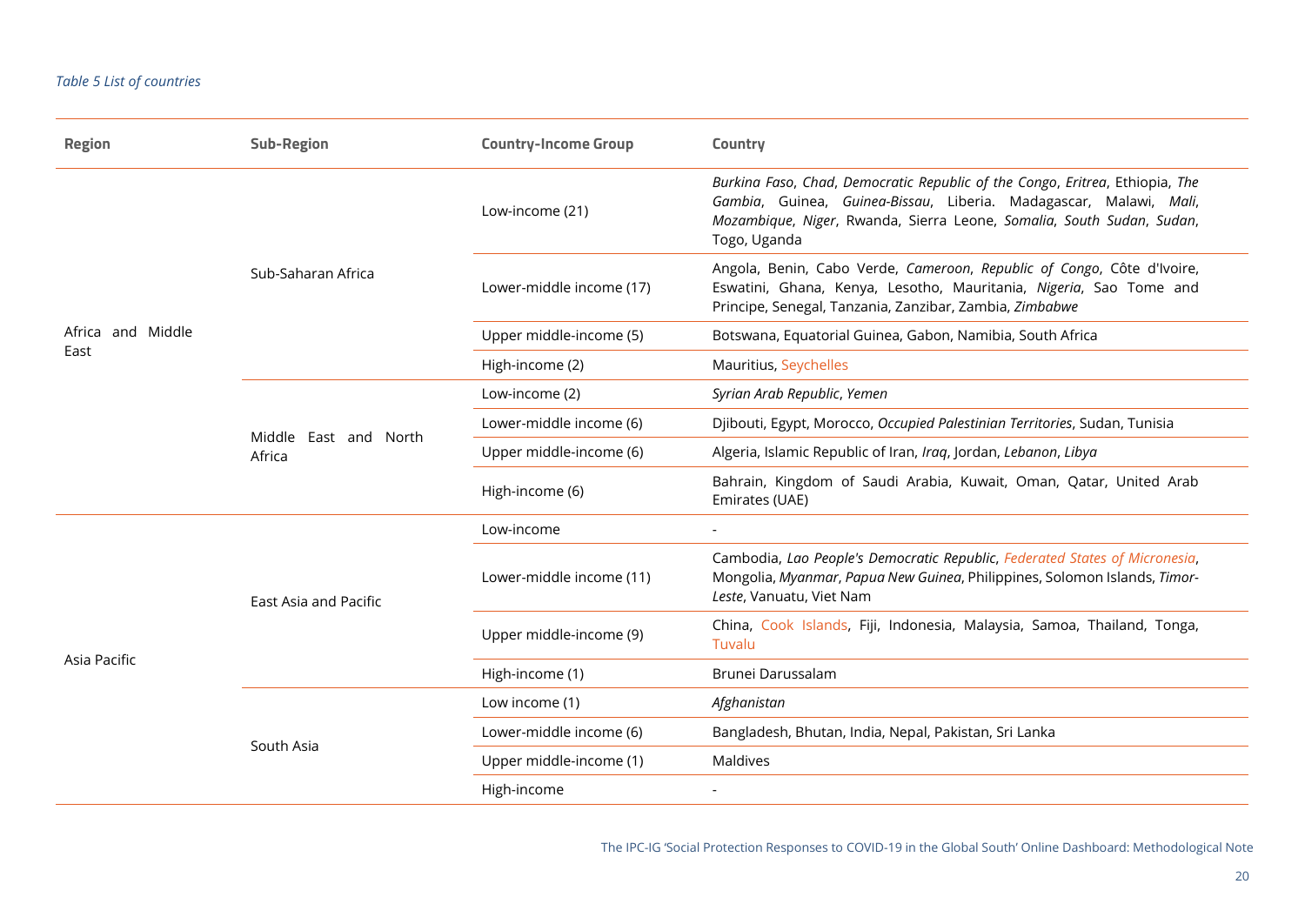*Table 5 List of countries*

| Region | Sub-Region | Country-Income Group | Country |
|---|---|---|---|
| Africa and Middle East | Sub-Saharan Africa | Low-income (21) | *Burkina Faso*, *Chad*, *Democratic Republic of the Congo*, *Eritrea*, Ethiopia, *The Gambia*, Guinea, *Guinea-Bissau*, Liberia. Madagascar, Malawi, *Mali*, *Mozambique*, *Niger*, Rwanda, Sierra Leone, *Somalia*, *South Sudan*, *Sudan*, Togo, Uganda |
| | | Lower-middle income (17) | Angola, Benin, Cabo Verde, *Cameroon*, *Republic of Congo*, Côte d'Ivoire, Eswatini, Ghana, Kenya, Lesotho, Mauritania, *Nigeria*, Sao Tome and Principe, Senegal, Tanzania, Zanzibar, Zambia, *Zimbabwe* |
| | | Upper middle-income (5) | Botswana, Equatorial Guinea, Gabon, Namibia, South Africa |
| | | High-income (2) | Mauritius, Seychelles |
| | Middle East and North Africa | Low-income (2) | *Syrian Arab Republic*, *Yemen* |
| | | Lower-middle income (6) | Djibouti, Egypt, Morocco, *Occupied Palestinian Territories*, Sudan, Tunisia |
| | | Upper middle-income (6) | Algeria, Islamic Republic of Iran, *Iraq*, Jordan, *Lebanon*, *Libya* |
| | | High-income (6) | Bahrain, Kingdom of Saudi Arabia, Kuwait, Oman, Qatar, United Arab Emirates (UAE) |
| Asia Pacific | East Asia and Pacific | Low-income | - |
| | | Lower-middle income (11) | Cambodia, *Lao People's Democratic Republic*, *Federated States of Micronesia*, Mongolia, *Myanmar*, *Papua New Guinea*, Philippines, Solomon Islands, *Timor-Leste*, Vanuatu, Viet Nam |
| | | Upper middle-income (9) | China, Cook Islands, Fiji, Indonesia, Malaysia, Samoa, Thailand, Tonga, Tuvalu |
| | | High-income (1) | Brunei Darussalam |
| | South Asia | Low income (1) | *Afghanistan* |
| | | Lower-middle income (6) | Bangladesh, Bhutan, India, Nepal, Pakistan, Sri Lanka |
| | | Upper middle-income (1) | Maldives |
| | | High-income | - |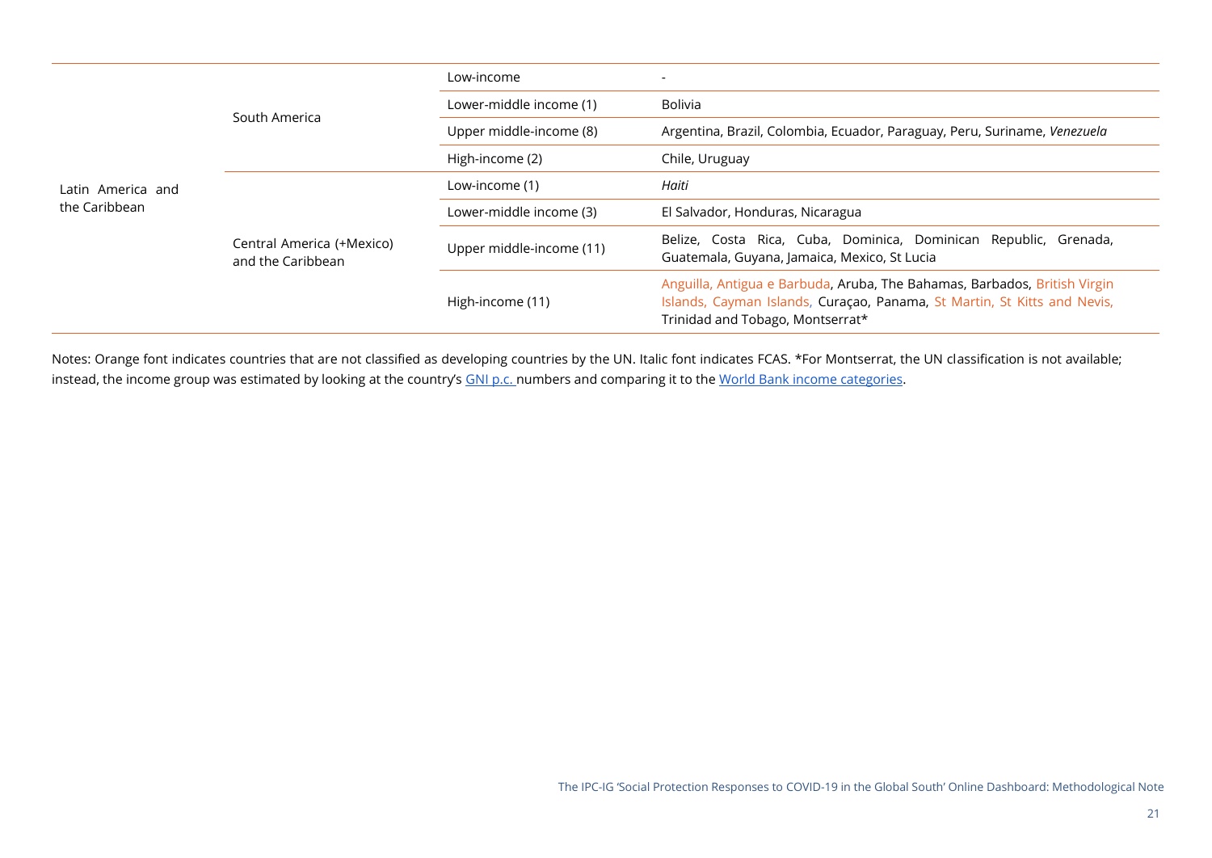| | | | |
|---|---|---|---|
| Latin America and the Caribbean | South America | Low-income | - |
| | | Lower-middle income (1) | Bolivia |
| | | Upper middle-income (8) | Argentina, Brazil, Colombia, Ecuador, Paraguay, Peru, Suriname, *Venezuela* |
| | | High-income (2) | Chile, Uruguay |
| | Central America (+Mexico) and the Caribbean | Low-income (1) | *Haiti* |
| | | Lower-middle income (3) | El Salvador, Honduras, Nicaragua |
| | | Upper middle-income (11) | Belize, Costa Rica, Cuba, Dominica, Dominican Republic, Grenada, Guatemala, Guyana, Jamaica, Mexico, St Lucia |
| | | High-income (11) | Anguilla, Antigua e Barbuda, Aruba, The Bahamas, Barbados, British Virgin Islands, Cayman Islands, Curaçao, Panama, St Martin, St Kitts and Nevis, Trinidad and Tobago, Montserrat* |

Notes: Orange font indicates countries that are not classified as developing countries by the UN. Italic font indicates FCAS. *For Montserrat, the UN classification is not available; instead, the income group was estimated by looking at the country's GNI p.c. numbers and comparing it to the World Bank income categories.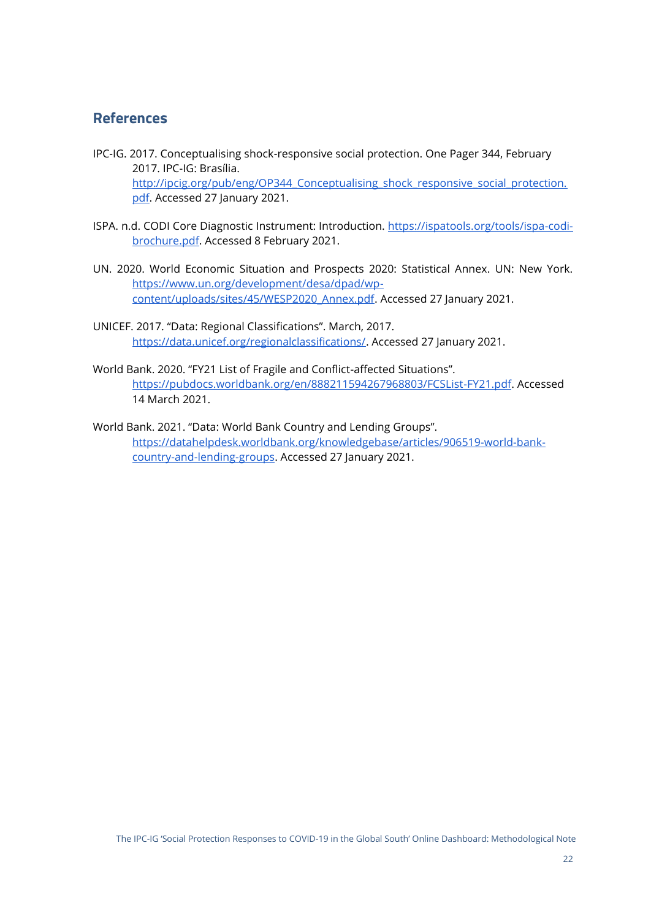## References

IPC-IG. 2017. Conceptualising shock-responsive social protection. One Pager 344, February 2017. IPC-IG: Brasília. http://ipcig.org/pub/eng/OP344_Conceptualising_shock_responsive_social_protection.pdf. Accessed 27 January 2021.

ISPA. n.d. CODI Core Diagnostic Instrument: Introduction. https://ispatools.org/tools/ispa-codi-brochure.pdf. Accessed 8 February 2021.

UN. 2020. World Economic Situation and Prospects 2020: Statistical Annex. UN: New York. https://www.un.org/development/desa/dpad/wp-content/uploads/sites/45/WESP2020_Annex.pdf. Accessed 27 January 2021.

UNICEF. 2017. "Data: Regional Classifications". March, 2017. https://data.unicef.org/regionalclassifications/. Accessed 27 January 2021.

World Bank. 2020. "FY21 List of Fragile and Conflict-affected Situations". https://pubdocs.worldbank.org/en/888211594267968803/FCSList-FY21.pdf. Accessed 14 March 2021.

World Bank. 2021. "Data: World Bank Country and Lending Groups". https://datahelpdesk.worldbank.org/knowledgebase/articles/906519-world-bank-country-and-lending-groups. Accessed 27 January 2021.